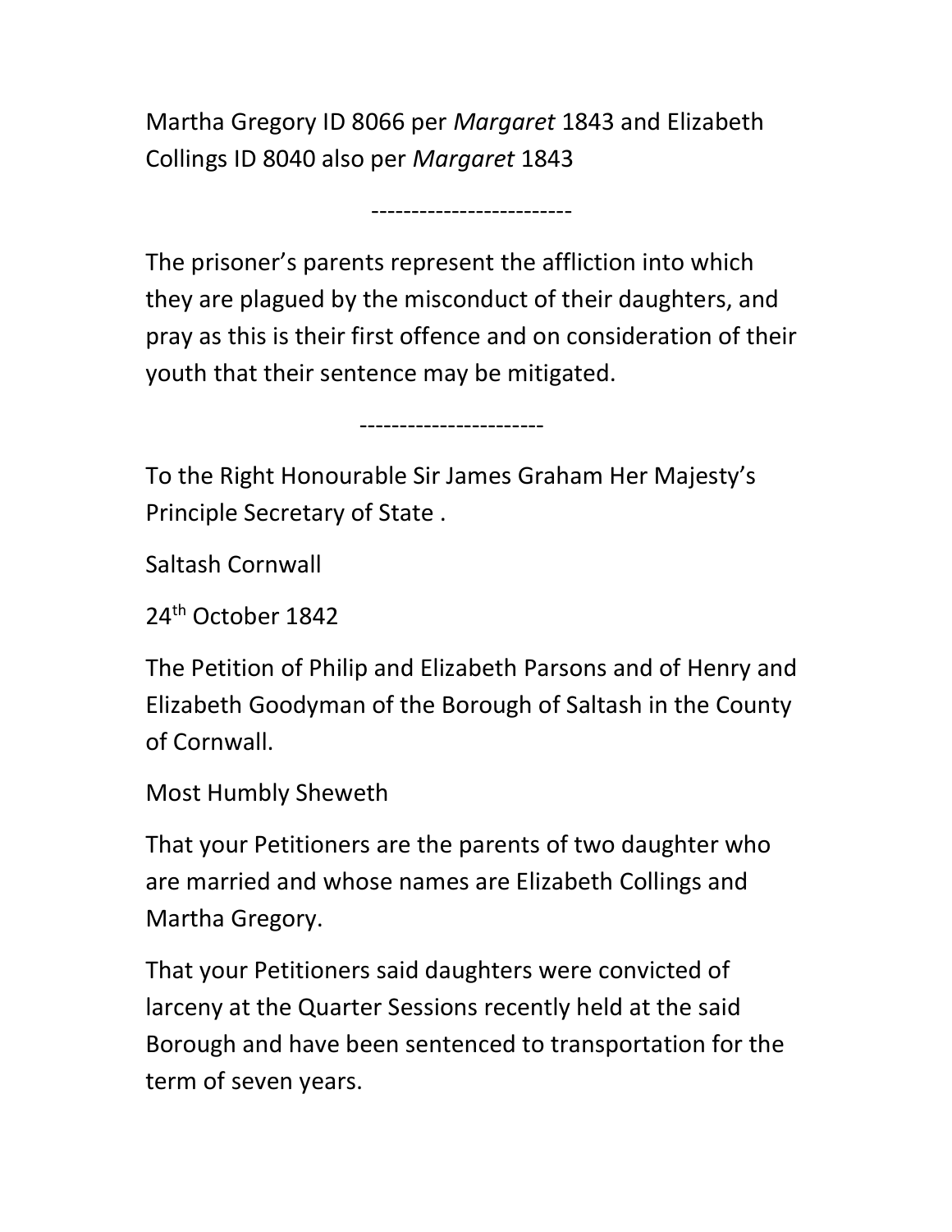Martha Gregory ID 8066 per *Margaret* 1843 and Elizabeth Collings ID 8040 also per *Margaret* 1843

-------------------------

The prisoner's parents represent the affliction into which they are plagued by the misconduct of their daughters, and pray as this is their first offence and on consideration of their youth that their sentence may be mitigated.

-----------------------

To the Right Honourable Sir James Graham Her Majesty's Principle Secretary of State .

Saltash Cornwall

24th October 1842

The Petition of Philip and Elizabeth Parsons and of Henry and Elizabeth Goodyman of the Borough of Saltash in the County of Cornwall.

Most Humbly Sheweth

That your Petitioners are the parents of two daughter who are married and whose names are Elizabeth Collings and Martha Gregory.

That your Petitioners said daughters were convicted of larceny at the Quarter Sessions recently held at the said Borough and have been sentenced to transportation for the term of seven years.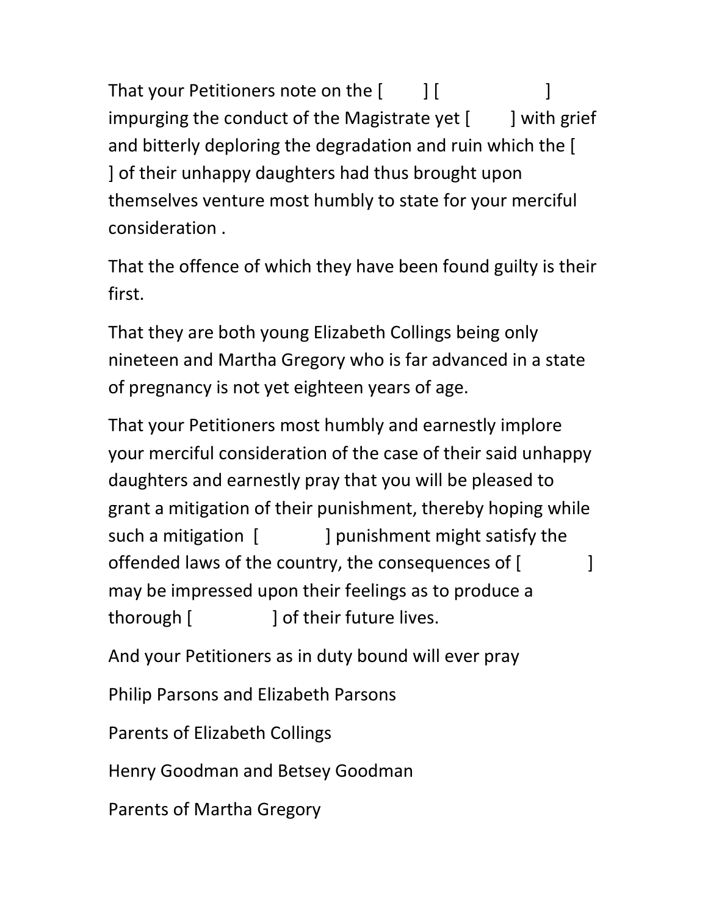That your Petitioners note on the [        ] [                    ] impurging the conduct of the Magistrate yet [        ] with grief and bitterly deploring the degradation and ruin which the [        ] of their unhappy daughters had thus brought upon themselves venture most humbly to state for your merciful consideration .

That the offence of which they have been found guilty is their first.

That they are both young Elizabeth Collings being only nineteen and Martha Gregory who is far advanced in a state of pregnancy is not yet eighteen years of age.

That your Petitioners most humbly and earnestly implore your merciful consideration of the case of their said unhappy daughters and earnestly pray that you will be pleased to grant a mitigation of their punishment, thereby hoping while such a mitigation [            ] punishment might satisfy the offended laws of the country, the consequences of [            ] may be impressed upon their feelings as to produce a thorough [            ] of their future lives.

And your Petitioners as in duty bound will ever pray

Philip Parsons and Elizabeth Parsons

Parents of Elizabeth Collings

Henry Goodman and Betsey Goodman

Parents of Martha Gregory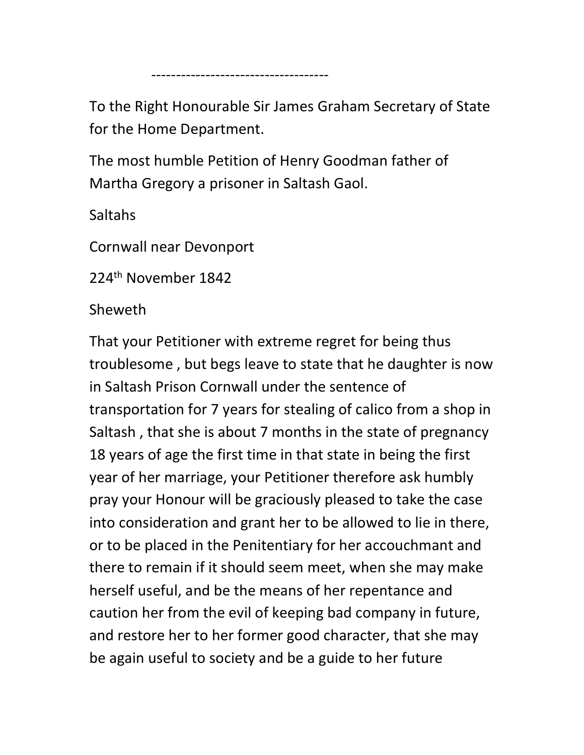------------------------------------

To the Right Honourable Sir James Graham Secretary of State for the Home Department.

The most humble Petition of Henry Goodman father of Martha Gregory a prisoner in Saltash Gaol.

Saltahs

Cornwall near Devonport

224th November 1842

Sheweth

That your Petitioner with extreme regret for being thus troublesome , but begs leave to state that he daughter is now in Saltash Prison Cornwall under the sentence of transportation for 7 years for stealing of calico from a shop in Saltash , that she is about 7 months in the state of pregnancy 18 years of age the first time in that state in being the first year of her marriage, your Petitioner therefore ask humbly pray your Honour will be graciously pleased to take the case into consideration and grant her to be allowed to lie in there, or to be placed in the Penitentiary for her accouchmant and there to remain if it should seem meet, when she may make herself useful, and be the means of her repentance and caution her from the evil of keeping bad company in future, and restore her to her former good character, that she may be again useful to society and be a guide to her future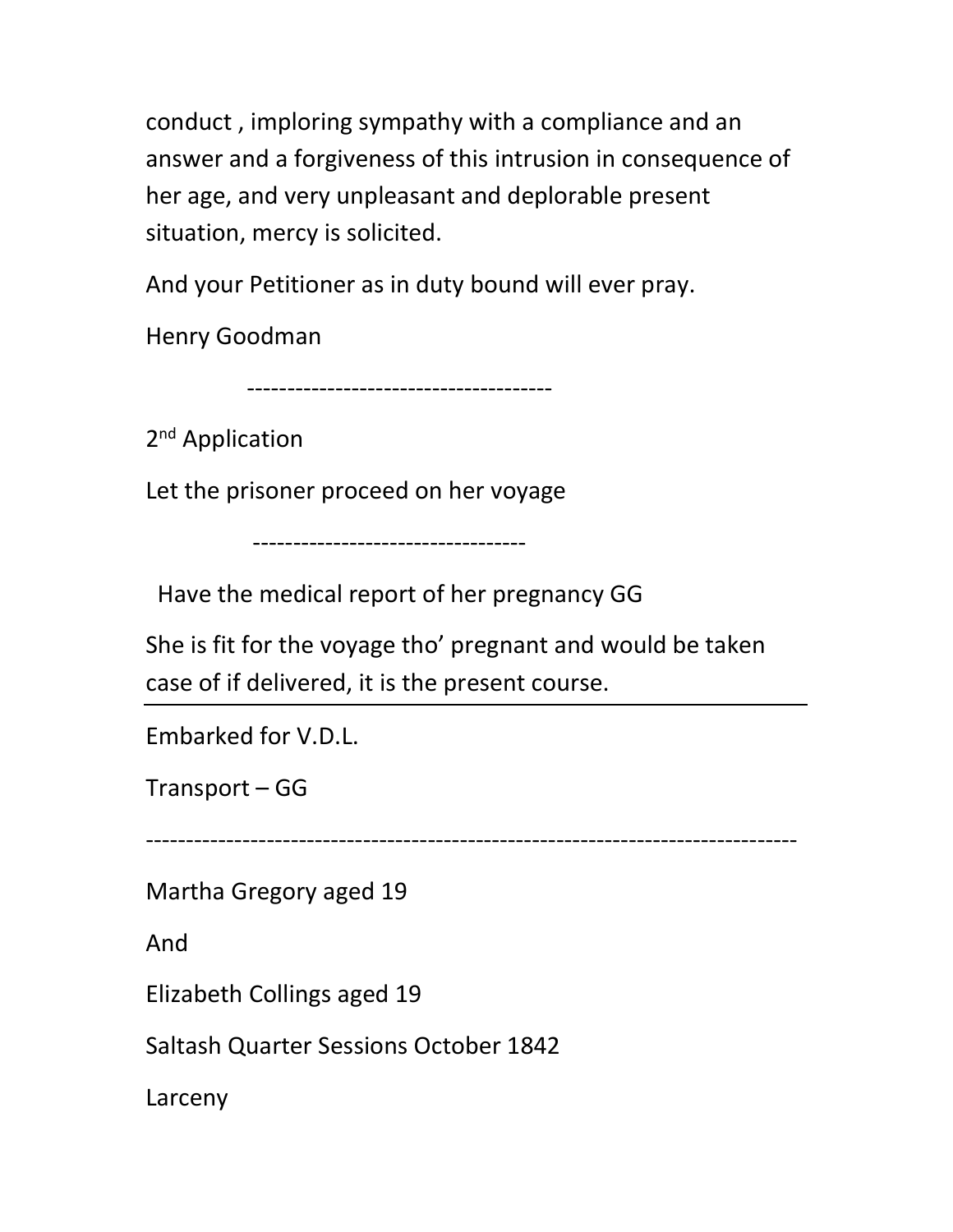conduct , imploring sympathy with a compliance and an answer and a forgiveness of this intrusion in consequence of her age, and very unpleasant and deplorable present situation, mercy is solicited.

And your Petitioner as in duty bound will ever pray.

Henry Goodman

-------------------------------------

2nd Application

Let the prisoner proceed on her voyage

----------------------------------

Have the medical report of her pregnancy GG

She is fit for the voyage tho' pregnant and would be taken case of if delivered, it is the present course.

---

Embarked for V.D.L.

Transport – GG

-------------------------------------------------------------------------------

Martha Gregory aged 19

And

Elizabeth Collings aged 19

Saltash Quarter Sessions October 1842

Larceny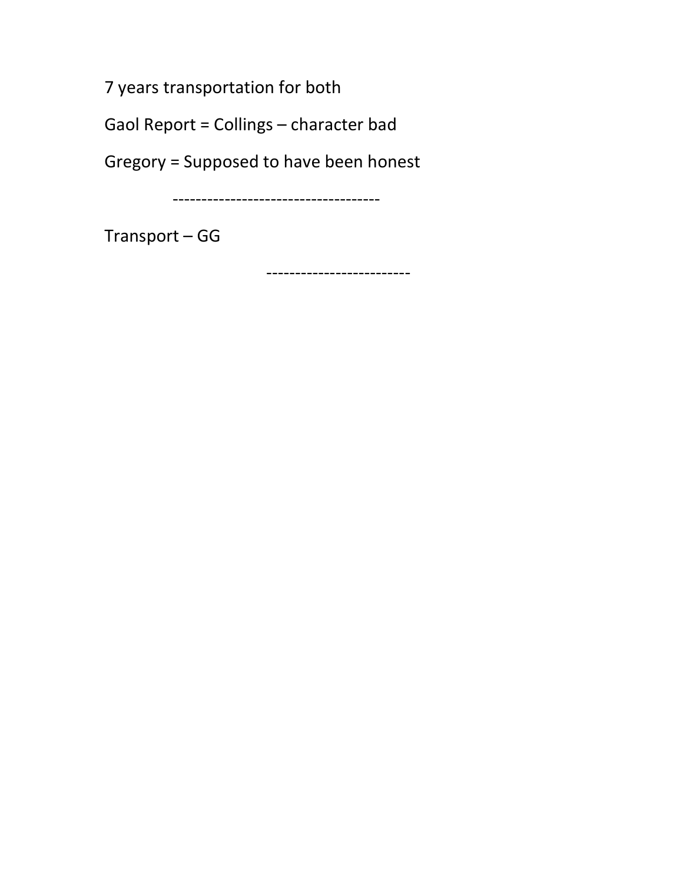7 years transportation for both

Gaol Report = Collings – character bad

Gregory = Supposed to have been honest

------------------------------------

Transport – GG

-------------------------